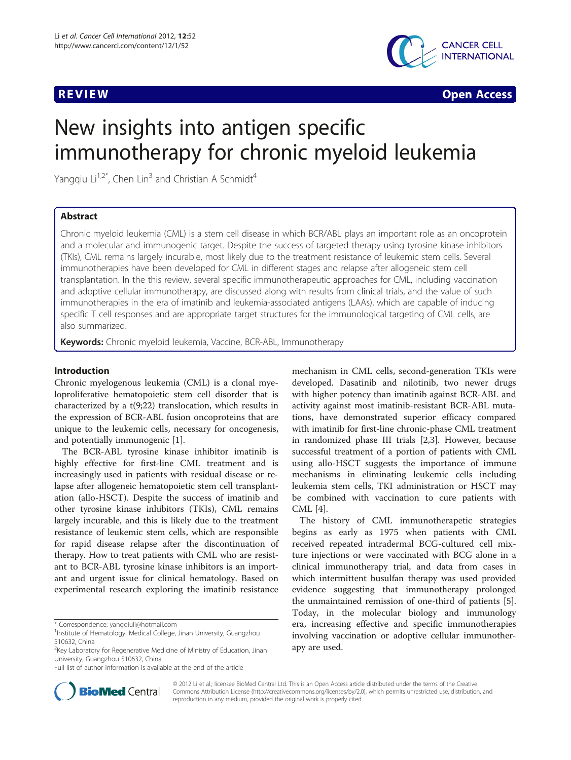**REVIEW** **Open Access**

# New insights into antigen specific immunotherapy for chronic myeloid leukemia

Yangqiu Li[1,2*], Chen Lin[3] and Christian A Schmidt[4]

## Abstract

Chronic myeloid leukemia (CML) is a stem cell disease in which BCR/ABL plays an important role as an oncoprotein and a molecular and immunogenic target. Despite the success of targeted therapy using tyrosine kinase inhibitors (TKIs), CML remains largely incurable, most likely due to the treatment resistance of leukemic stem cells. Several immunotherapies have been developed for CML in different stages and relapse after allogeneic stem cell transplantation. In the this review, several specific immunotherapeutic approaches for CML, including vaccination and adoptive cellular immunotherapy, are discussed along with results from clinical trials, and the value of such immunotherapies in the era of imatinib and leukemia-associated antigens (LAAs), which are capable of inducing specific T cell responses and are appropriate target structures for the immunological targeting of CML cells, are also summarized.

**Keywords:** Chronic myeloid leukemia, Vaccine, BCR-ABL, Immunotherapy

## Introduction

Chronic myelogenous leukemia (CML) is a clonal myeloproliferative hematopoietic stem cell disorder that is characterized by a t(9;22) translocation, which results in the expression of BCR-ABL fusion oncoproteins that are unique to the leukemic cells, necessary for oncogenesis, and potentially immunogenic [1].

The BCR-ABL tyrosine kinase inhibitor imatinib is highly effective for first-line CML treatment and is increasingly used in patients with residual disease or relapse after allogeneic hematopoietic stem cell transplantation (allo-HSCT). Despite the success of imatinib and other tyrosine kinase inhibitors (TKIs), CML remains largely incurable, and this is likely due to the treatment resistance of leukemic stem cells, which are responsible for rapid disease relapse after the discontinuation of therapy. How to treat patients with CML who are resistant to BCR-ABL tyrosine kinase inhibitors is an important and urgent issue for clinical hematology. Based on experimental research exploring the imatinib resistance mechanism in CML cells, second-generation TKIs were developed. Dasatinib and nilotinib, two newer drugs with higher potency than imatinib against BCR-ABL and activity against most imatinib-resistant BCR-ABL mutations, have demonstrated superior efficacy compared with imatinib for first-line chronic-phase CML treatment in randomized phase III trials [2,3]. However, because successful treatment of a portion of patients with CML using allo-HSCT suggests the importance of immune mechanisms in eliminating leukemic cells including leukemia stem cells, TKI administration or HSCT may be combined with vaccination to cure patients with CML [4].

The history of CML immunotherapetic strategies begins as early as 1975 when patients with CML received repeated intradermal BCG-cultured cell mixture injections or were vaccinated with BCG alone in a clinical immunotherapy trial, and data from cases in which intermittent busulfan therapy was used provided evidence suggesting that immunotherapy prolonged the unmaintained remission of one-third of patients [5]. Today, in the molecular biology and immunology era, increasing effective and specific immunotherapies involving vaccination or adoptive cellular immunotherapy are used.

\* Correspondence: yangqiuli@hotmail.com
[1]Institute of Hematology, Medical College, Jinan University, Guangzhou 510632, China
[2]Key Laboratory for Regenerative Medicine of Ministry of Education, Jinan University, Guangzhou 510632, China
Full list of author information is available at the end of the article

© 2012 Li et al.; licensee BioMed Central Ltd. This is an Open Access article distributed under the terms of the Creative Commons Attribution License (http://creativecommons.org/licenses/by/2.0), which permits unrestricted use, distribution, and reproduction in any medium, provided the original work is properly cited.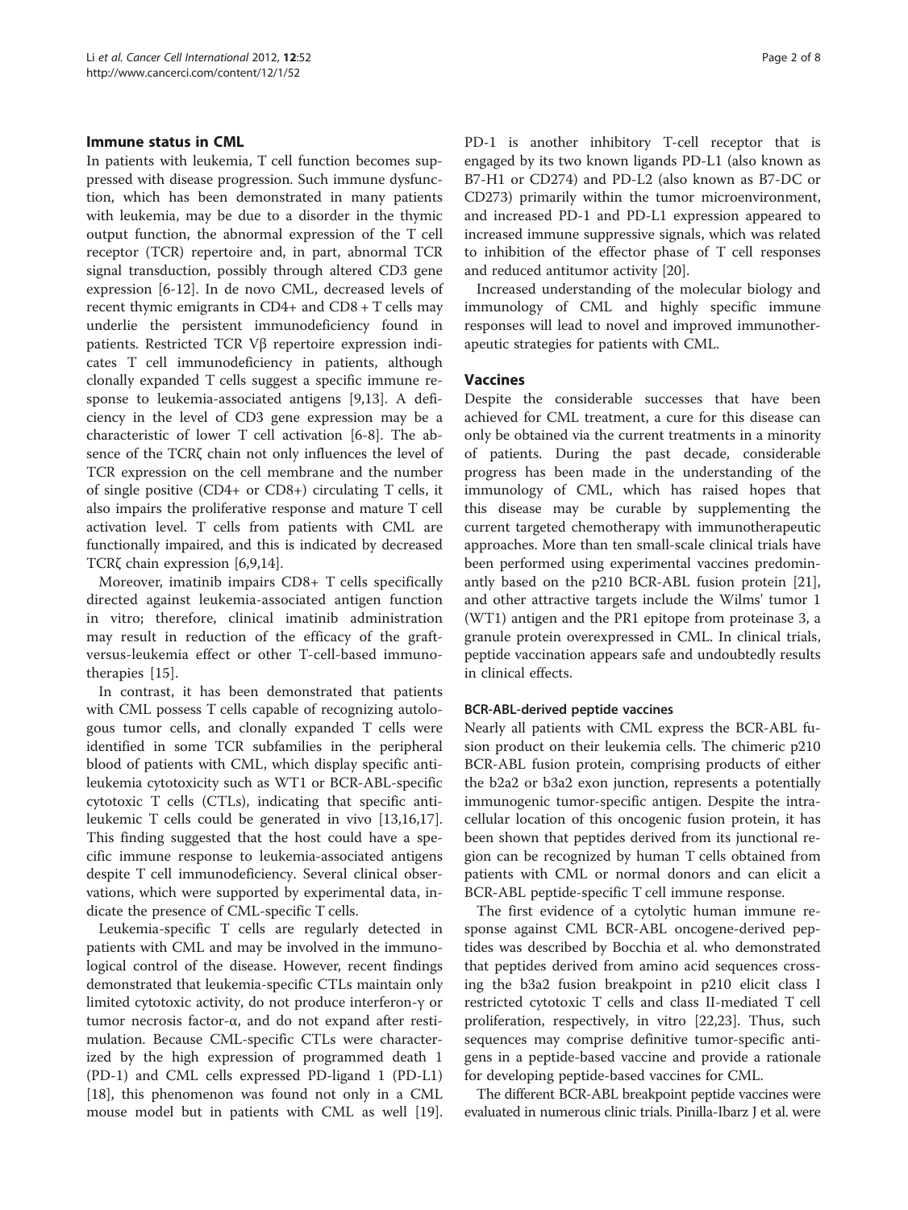## Immune status in CML

In patients with leukemia, T cell function becomes suppressed with disease progression. Such immune dysfunction, which has been demonstrated in many patients with leukemia, may be due to a disorder in the thymic output function, the abnormal expression of the T cell receptor (TCR) repertoire and, in part, abnormal TCR signal transduction, possibly through altered CD3 gene expression [6-12]. In de novo CML, decreased levels of recent thymic emigrants in CD4+ and CD8 + T cells may underlie the persistent immunodeficiency found in patients. Restricted TCR Vβ repertoire expression indicates T cell immunodeficiency in patients, although clonally expanded T cells suggest a specific immune response to leukemia-associated antigens [9,13]. A deficiency in the level of CD3 gene expression may be a characteristic of lower T cell activation [6-8]. The absence of the TCRζ chain not only influences the level of TCR expression on the cell membrane and the number of single positive (CD4+ or CD8+) circulating T cells, it also impairs the proliferative response and mature T cell activation level. T cells from patients with CML are functionally impaired, and this is indicated by decreased TCRζ chain expression [6,9,14].

Moreover, imatinib impairs CD8+ T cells specifically directed against leukemia-associated antigen function in vitro; therefore, clinical imatinib administration may result in reduction of the efficacy of the graft-versus-leukemia effect or other T-cell-based immunotherapies [15].

In contrast, it has been demonstrated that patients with CML possess T cells capable of recognizing autologous tumor cells, and clonally expanded T cells were identified in some TCR subfamilies in the peripheral blood of patients with CML, which display specific antileukemia cytotoxicity such as WT1 or BCR-ABL-specific cytotoxic T cells (CTLs), indicating that specific antileukemic T cells could be generated in vivo [13,16,17]. This finding suggested that the host could have a specific immune response to leukemia-associated antigens despite T cell immunodeficiency. Several clinical observations, which were supported by experimental data, indicate the presence of CML-specific T cells.

Leukemia-specific T cells are regularly detected in patients with CML and may be involved in the immunological control of the disease. However, recent findings demonstrated that leukemia-specific CTLs maintain only limited cytotoxic activity, do not produce interferon-γ or tumor necrosis factor-α, and do not expand after restimulation. Because CML-specific CTLs were characterized by the high expression of programmed death 1 (PD-1) and CML cells expressed PD-ligand 1 (PD-L1) [18], this phenomenon was found not only in a CML mouse model but in patients with CML as well [19]. PD-1 is another inhibitory T-cell receptor that is engaged by its two known ligands PD-L1 (also known as B7-H1 or CD274) and PD-L2 (also known as B7-DC or CD273) primarily within the tumor microenvironment, and increased PD-1 and PD-L1 expression appeared to increased immune suppressive signals, which was related to inhibition of the effector phase of T cell responses and reduced antitumor activity [20].

Increased understanding of the molecular biology and immunology of CML and highly specific immune responses will lead to novel and improved immunotherapeutic strategies for patients with CML.

## Vaccines

Despite the considerable successes that have been achieved for CML treatment, a cure for this disease can only be obtained via the current treatments in a minority of patients. During the past decade, considerable progress has been made in the understanding of the immunology of CML, which has raised hopes that this disease may be curable by supplementing the current targeted chemotherapy with immunotherapeutic approaches. More than ten small-scale clinical trials have been performed using experimental vaccines predominantly based on the p210 BCR-ABL fusion protein [21], and other attractive targets include the Wilms' tumor 1 (WT1) antigen and the PR1 epitope from proteinase 3, a granule protein overexpressed in CML. In clinical trials, peptide vaccination appears safe and undoubtedly results in clinical effects.

### BCR-ABL-derived peptide vaccines

Nearly all patients with CML express the BCR-ABL fusion product on their leukemia cells. The chimeric p210 BCR-ABL fusion protein, comprising products of either the b2a2 or b3a2 exon junction, represents a potentially immunogenic tumor-specific antigen. Despite the intracellular location of this oncogenic fusion protein, it has been shown that peptides derived from its junctional region can be recognized by human T cells obtained from patients with CML or normal donors and can elicit a BCR-ABL peptide-specific T cell immune response.

The first evidence of a cytolytic human immune response against CML BCR-ABL oncogene-derived peptides was described by Bocchia et al. who demonstrated that peptides derived from amino acid sequences crossing the b3a2 fusion breakpoint in p210 elicit class I restricted cytotoxic T cells and class II-mediated T cell proliferation, respectively, in vitro [22,23]. Thus, such sequences may comprise definitive tumor-specific antigens in a peptide-based vaccine and provide a rationale for developing peptide-based vaccines for CML.

The different BCR-ABL breakpoint peptide vaccines were evaluated in numerous clinic trials. Pinilla-Ibarz J et al. were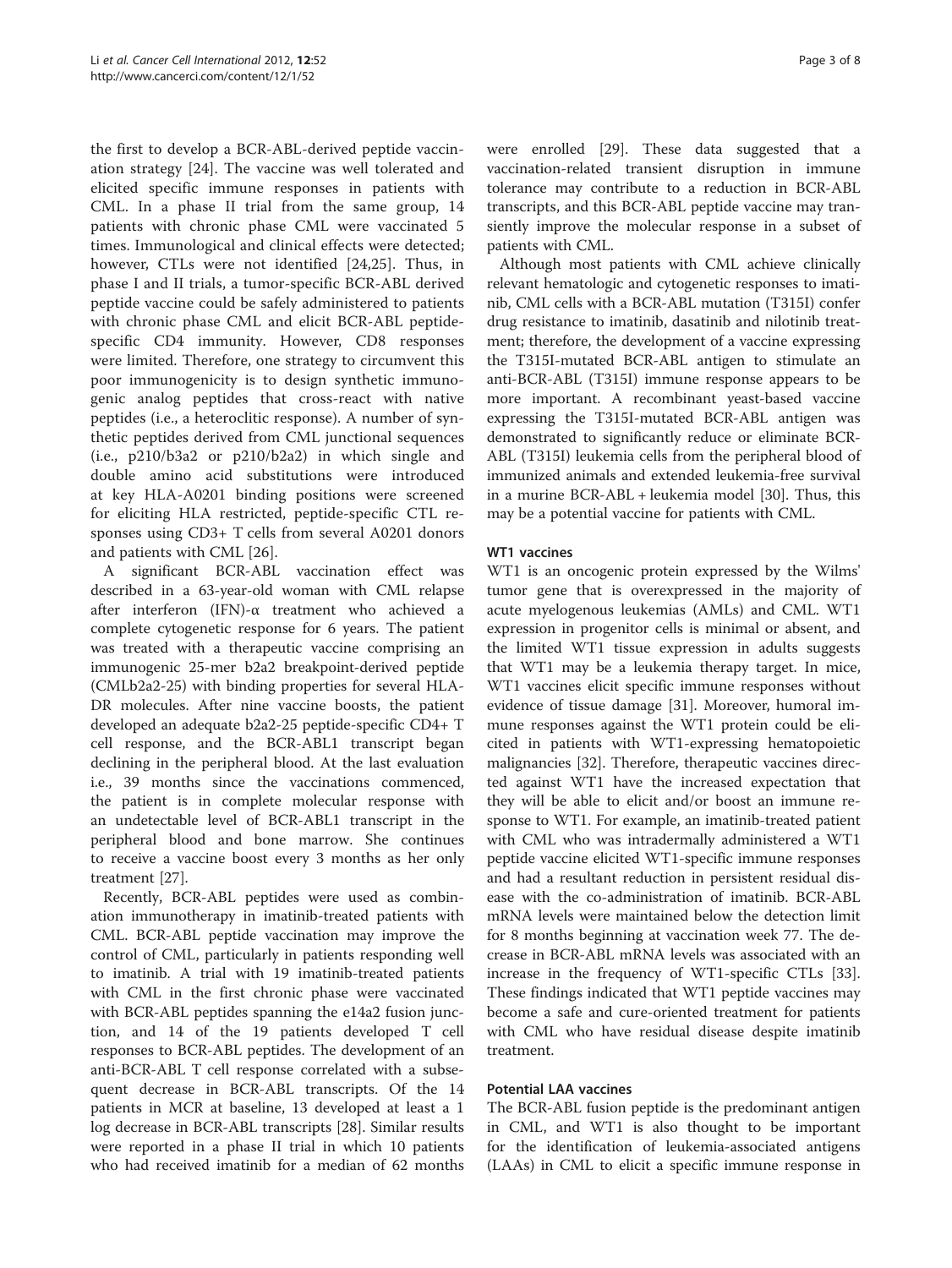the first to develop a BCR-ABL-derived peptide vaccination strategy [24]. The vaccine was well tolerated and elicited specific immune responses in patients with CML. In a phase II trial from the same group, 14 patients with chronic phase CML were vaccinated 5 times. Immunological and clinical effects were detected; however, CTLs were not identified [24,25]. Thus, in phase I and II trials, a tumor-specific BCR-ABL derived peptide vaccine could be safely administered to patients with chronic phase CML and elicit BCR-ABL peptide-specific CD4 immunity. However, CD8 responses were limited. Therefore, one strategy to circumvent this poor immunogenicity is to design synthetic immunogenic analog peptides that cross-react with native peptides (i.e., a heteroclitic response). A number of synthetic peptides derived from CML junctional sequences (i.e., p210/b3a2 or p210/b2a2) in which single and double amino acid substitutions were introduced at key HLA-A0201 binding positions were screened for eliciting HLA restricted, peptide-specific CTL responses using CD3+ T cells from several A0201 donors and patients with CML [26].

A significant BCR-ABL vaccination effect was described in a 63-year-old woman with CML relapse after interferon (IFN)-α treatment who achieved a complete cytogenetic response for 6 years. The patient was treated with a therapeutic vaccine comprising an immunogenic 25-mer b2a2 breakpoint-derived peptide (CMLb2a2-25) with binding properties for several HLA-DR molecules. After nine vaccine boosts, the patient developed an adequate b2a2-25 peptide-specific CD4+ T cell response, and the BCR-ABL1 transcript began declining in the peripheral blood. At the last evaluation i.e., 39 months since the vaccinations commenced, the patient is in complete molecular response with an undetectable level of BCR-ABL1 transcript in the peripheral blood and bone marrow. She continues to receive a vaccine boost every 3 months as her only treatment [27].

Recently, BCR-ABL peptides were used as combination immunotherapy in imatinib-treated patients with CML. BCR-ABL peptide vaccination may improve the control of CML, particularly in patients responding well to imatinib. A trial with 19 imatinib-treated patients with CML in the first chronic phase were vaccinated with BCR-ABL peptides spanning the e14a2 fusion junction, and 14 of the 19 patients developed T cell responses to BCR-ABL peptides. The development of an anti-BCR-ABL T cell response correlated with a subsequent decrease in BCR-ABL transcripts. Of the 14 patients in MCR at baseline, 13 developed at least a 1 log decrease in BCR-ABL transcripts [28]. Similar results were reported in a phase II trial in which 10 patients who had received imatinib for a median of 62 months were enrolled [29]. These data suggested that a vaccination-related transient disruption in immune tolerance may contribute to a reduction in BCR-ABL transcripts, and this BCR-ABL peptide vaccine may transiently improve the molecular response in a subset of patients with CML.

Although most patients with CML achieve clinically relevant hematologic and cytogenetic responses to imatinib, CML cells with a BCR-ABL mutation (T315I) confer drug resistance to imatinib, dasatinib and nilotinib treatment; therefore, the development of a vaccine expressing the T315I-mutated BCR-ABL antigen to stimulate an anti-BCR-ABL (T315I) immune response appears to be more important. A recombinant yeast-based vaccine expressing the T315I-mutated BCR-ABL antigen was demonstrated to significantly reduce or eliminate BCR-ABL (T315I) leukemia cells from the peripheral blood of immunized animals and extended leukemia-free survival in a murine BCR-ABL + leukemia model [30]. Thus, this may be a potential vaccine for patients with CML.

### WT1 vaccines

WT1 is an oncogenic protein expressed by the Wilms' tumor gene that is overexpressed in the majority of acute myelogenous leukemias (AMLs) and CML. WT1 expression in progenitor cells is minimal or absent, and the limited WT1 tissue expression in adults suggests that WT1 may be a leukemia therapy target. In mice, WT1 vaccines elicit specific immune responses without evidence of tissue damage [31]. Moreover, humoral immune responses against the WT1 protein could be elicited in patients with WT1-expressing hematopoietic malignancies [32]. Therefore, therapeutic vaccines directed against WT1 have the increased expectation that they will be able to elicit and/or boost an immune response to WT1. For example, an imatinib-treated patient with CML who was intradermally administered a WT1 peptide vaccine elicited WT1-specific immune responses and had a resultant reduction in persistent residual disease with the co-administration of imatinib. BCR-ABL mRNA levels were maintained below the detection limit for 8 months beginning at vaccination week 77. The decrease in BCR-ABL mRNA levels was associated with an increase in the frequency of WT1-specific CTLs [33]. These findings indicated that WT1 peptide vaccines may become a safe and cure-oriented treatment for patients with CML who have residual disease despite imatinib treatment.

### Potential LAA vaccines

The BCR-ABL fusion peptide is the predominant antigen in CML, and WT1 is also thought to be important for the identification of leukemia-associated antigens (LAAs) in CML to elicit a specific immune response in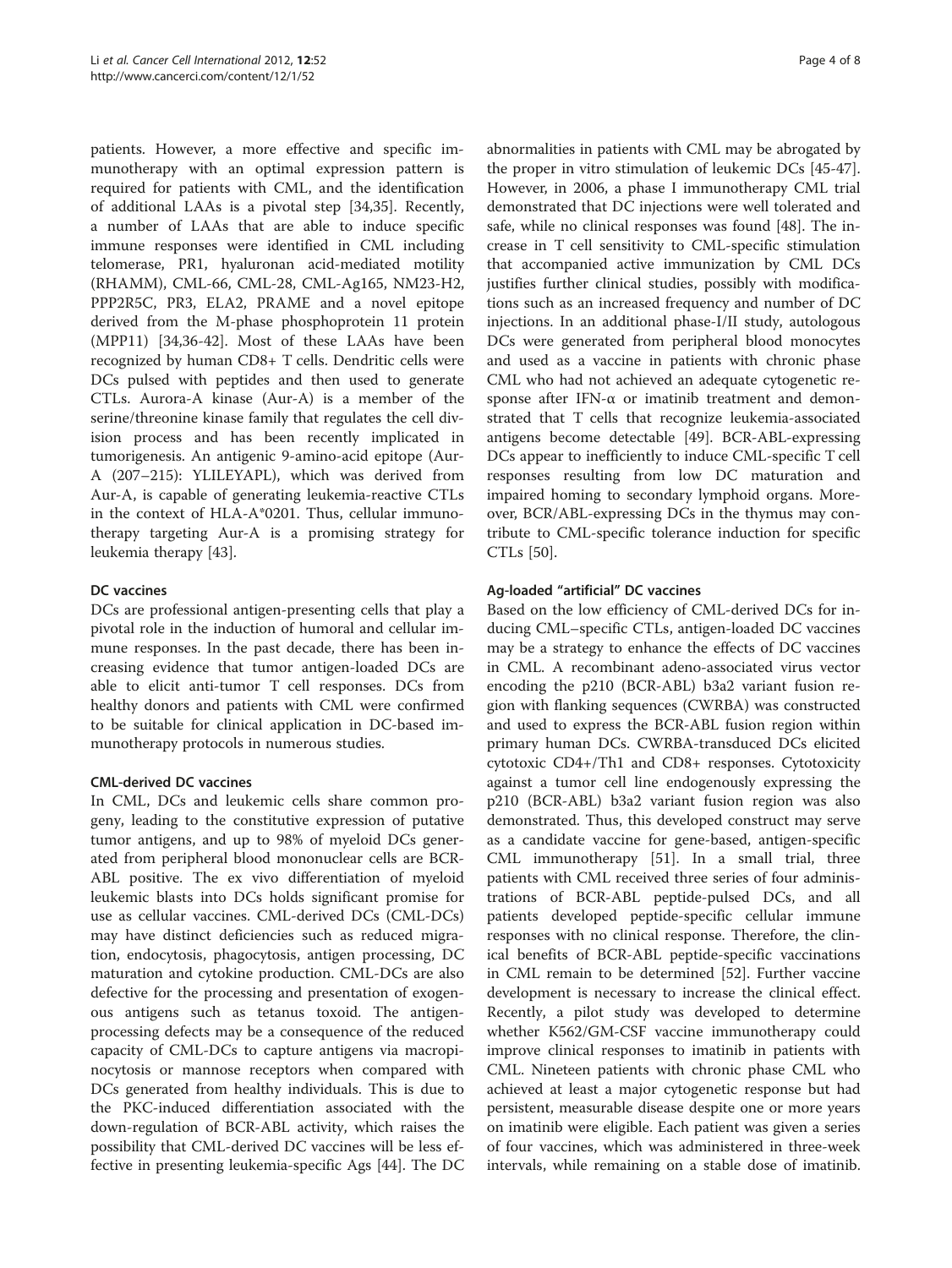patients. However, a more effective and specific immunotherapy with an optimal expression pattern is required for patients with CML, and the identification of additional LAAs is a pivotal step [34,35]. Recently, a number of LAAs that are able to induce specific immune responses were identified in CML including telomerase, PR1, hyaluronan acid-mediated motility (RHAMM), CML-66, CML-28, CML-Ag165, NM23-H2, PPP2R5C, PR3, ELA2, PRAME and a novel epitope derived from the M-phase phosphoprotein 11 protein (MPP11) [34,36-42]. Most of these LAAs have been recognized by human CD8+ T cells. Dendritic cells were DCs pulsed with peptides and then used to generate CTLs. Aurora-A kinase (Aur-A) is a member of the serine/threonine kinase family that regulates the cell division process and has been recently implicated in tumorigenesis. An antigenic 9-amino-acid epitope (Aur-A (207–215): YLILEYAPL), which was derived from Aur-A, is capable of generating leukemia-reactive CTLs in the context of HLA-A*0201. Thus, cellular immunotherapy targeting Aur-A is a promising strategy for leukemia therapy [43].

### DC vaccines

DCs are professional antigen-presenting cells that play a pivotal role in the induction of humoral and cellular immune responses. In the past decade, there has been increasing evidence that tumor antigen-loaded DCs are able to elicit anti-tumor T cell responses. DCs from healthy donors and patients with CML were confirmed to be suitable for clinical application in DC-based immunotherapy protocols in numerous studies.

### CML-derived DC vaccines

In CML, DCs and leukemic cells share common progeny, leading to the constitutive expression of putative tumor antigens, and up to 98% of myeloid DCs generated from peripheral blood mononuclear cells are BCR-ABL positive. The ex vivo differentiation of myeloid leukemic blasts into DCs holds significant promise for use as cellular vaccines. CML-derived DCs (CML-DCs) may have distinct deficiencies such as reduced migration, endocytosis, phagocytosis, antigen processing, DC maturation and cytokine production. CML-DCs are also defective for the processing and presentation of exogenous antigens such as tetanus toxoid. The antigen-processing defects may be a consequence of the reduced capacity of CML-DCs to capture antigens via macropinocytosis or mannose receptors when compared with DCs generated from healthy individuals. This is due to the PKC-induced differentiation associated with the down-regulation of BCR-ABL activity, which raises the possibility that CML-derived DC vaccines will be less effective in presenting leukemia-specific Ags [44]. The DC abnormalities in patients with CML may be abrogated by the proper in vitro stimulation of leukemic DCs [45-47]. However, in 2006, a phase I immunotherapy CML trial demonstrated that DC injections were well tolerated and safe, while no clinical responses was found [48]. The increase in T cell sensitivity to CML-specific stimulation that accompanied active immunization by CML DCs justifies further clinical studies, possibly with modifications such as an increased frequency and number of DC injections. In an additional phase-I/II study, autologous DCs were generated from peripheral blood monocytes and used as a vaccine in patients with chronic phase CML who had not achieved an adequate cytogenetic response after IFN-α or imatinib treatment and demonstrated that T cells that recognize leukemia-associated antigens become detectable [49]. BCR-ABL-expressing DCs appear to inefficiently to induce CML-specific T cell responses resulting from low DC maturation and impaired homing to secondary lymphoid organs. Moreover, BCR/ABL-expressing DCs in the thymus may contribute to CML-specific tolerance induction for specific CTLs [50].

### Ag-loaded "artificial" DC vaccines

Based on the low efficiency of CML-derived DCs for inducing CML–specific CTLs, antigen-loaded DC vaccines may be a strategy to enhance the effects of DC vaccines in CML. A recombinant adeno-associated virus vector encoding the p210 (BCR-ABL) b3a2 variant fusion region with flanking sequences (CWRBA) was constructed and used to express the BCR-ABL fusion region within primary human DCs. CWRBA-transduced DCs elicited cytotoxic CD4+/Th1 and CD8+ responses. Cytotoxicity against a tumor cell line endogenously expressing the p210 (BCR-ABL) b3a2 variant fusion region was also demonstrated. Thus, this developed construct may serve as a candidate vaccine for gene-based, antigen-specific CML immunotherapy [51]. In a small trial, three patients with CML received three series of four administrations of BCR-ABL peptide-pulsed DCs, and all patients developed peptide-specific cellular immune responses with no clinical response. Therefore, the clinical benefits of BCR-ABL peptide-specific vaccinations in CML remain to be determined [52]. Further vaccine development is necessary to increase the clinical effect. Recently, a pilot study was developed to determine whether K562/GM-CSF vaccine immunotherapy could improve clinical responses to imatinib in patients with CML. Nineteen patients with chronic phase CML who achieved at least a major cytogenetic response but had persistent, measurable disease despite one or more years on imatinib were eligible. Each patient was given a series of four vaccines, which was administered in three-week intervals, while remaining on a stable dose of imatinib.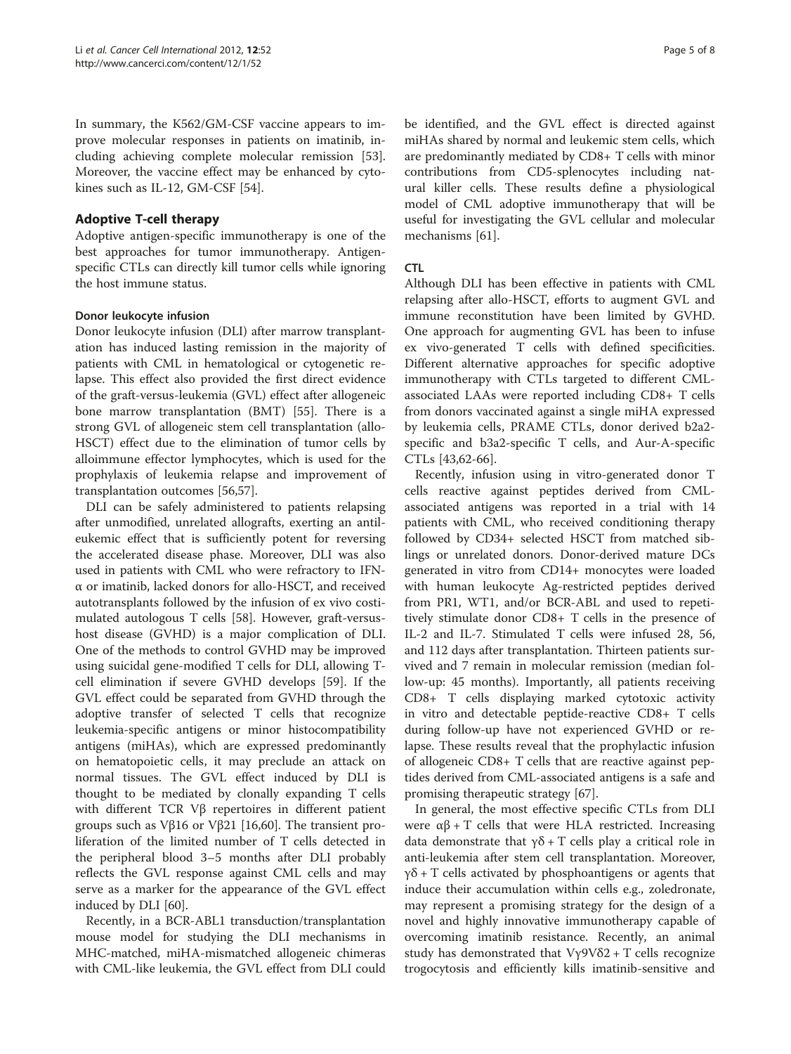In summary, the K562/GM-CSF vaccine appears to improve molecular responses in patients on imatinib, including achieving complete molecular remission [53]. Moreover, the vaccine effect may be enhanced by cytokines such as IL-12, GM-CSF [54].

## Adoptive T-cell therapy

Adoptive antigen-specific immunotherapy is one of the best approaches for tumor immunotherapy. Antigen-specific CTLs can directly kill tumor cells while ignoring the host immune status.

### Donor leukocyte infusion

Donor leukocyte infusion (DLI) after marrow transplantation has induced lasting remission in the majority of patients with CML in hematological or cytogenetic relapse. This effect also provided the first direct evidence of the graft-versus-leukemia (GVL) effect after allogeneic bone marrow transplantation (BMT) [55]. There is a strong GVL of allogeneic stem cell transplantation (allo-HSCT) effect due to the elimination of tumor cells by alloimmune effector lymphocytes, which is used for the prophylaxis of leukemia relapse and improvement of transplantation outcomes [56,57].

DLI can be safely administered to patients relapsing after unmodified, unrelated allografts, exerting an antileukemic effect that is sufficiently potent for reversing the accelerated disease phase. Moreover, DLI was also used in patients with CML who were refractory to IFN-α or imatinib, lacked donors for allo-HSCT, and received autotransplants followed by the infusion of ex vivo costimulated autologous T cells [58]. However, graft-versus-host disease (GVHD) is a major complication of DLI. One of the methods to control GVHD may be improved using suicidal gene-modified T cells for DLI, allowing T-cell elimination if severe GVHD develops [59]. If the GVL effect could be separated from GVHD through the adoptive transfer of selected T cells that recognize leukemia-specific antigens or minor histocompatibility antigens (miHAs), which are expressed predominantly on hematopoietic cells, it may preclude an attack on normal tissues. The GVL effect induced by DLI is thought to be mediated by clonally expanding T cells with different TCR Vβ repertoires in different patient groups such as Vβ16 or Vβ21 [16,60]. The transient proliferation of the limited number of T cells detected in the peripheral blood 3–5 months after DLI probably reflects the GVL response against CML cells and may serve as a marker for the appearance of the GVL effect induced by DLI [60].

Recently, in a BCR-ABL1 transduction/transplantation mouse model for studying the DLI mechanisms in MHC-matched, miHA-mismatched allogeneic chimeras with CML-like leukemia, the GVL effect from DLI could be identified, and the GVL effect is directed against miHAs shared by normal and leukemic stem cells, which are predominantly mediated by CD8+ T cells with minor contributions from CD5-splenocytes including natural killer cells. These results define a physiological model of CML adoptive immunotherapy that will be useful for investigating the GVL cellular and molecular mechanisms [61].

### CTL

Although DLI has been effective in patients with CML relapsing after allo-HSCT, efforts to augment GVL and immune reconstitution have been limited by GVHD. One approach for augmenting GVL has been to infuse ex vivo-generated T cells with defined specificities. Different alternative approaches for specific adoptive immunotherapy with CTLs targeted to different CML-associated LAAs were reported including CD8+ T cells from donors vaccinated against a single miHA expressed by leukemia cells, PRAME CTLs, donor derived b2a2-specific and b3a2-specific T cells, and Aur-A-specific CTLs [43,62-66].

Recently, infusion using in vitro-generated donor T cells reactive against peptides derived from CML-associated antigens was reported in a trial with 14 patients with CML, who received conditioning therapy followed by CD34+ selected HSCT from matched siblings or unrelated donors. Donor-derived mature DCs generated in vitro from CD14+ monocytes were loaded with human leukocyte Ag-restricted peptides derived from PR1, WT1, and/or BCR-ABL and used to repetitively stimulate donor CD8+ T cells in the presence of IL-2 and IL-7. Stimulated T cells were infused 28, 56, and 112 days after transplantation. Thirteen patients survived and 7 remain in molecular remission (median follow-up: 45 months). Importantly, all patients receiving CD8+ T cells displaying marked cytotoxic activity in vitro and detectable peptide-reactive CD8+ T cells during follow-up have not experienced GVHD or relapse. These results reveal that the prophylactic infusion of allogeneic CD8+ T cells that are reactive against peptides derived from CML-associated antigens is a safe and promising therapeutic strategy [67].

In general, the most effective specific CTLs from DLI were αβ + T cells that were HLA restricted. Increasing data demonstrate that γδ + T cells play a critical role in anti-leukemia after stem cell transplantation. Moreover, γδ + T cells activated by phosphoantigens or agents that induce their accumulation within cells e.g., zoledronate, may represent a promising strategy for the design of a novel and highly innovative immunotherapy capable of overcoming imatinib resistance. Recently, an animal study has demonstrated that Vγ9Vδ2 + T cells recognize trogocytosis and efficiently kills imatinib-sensitive and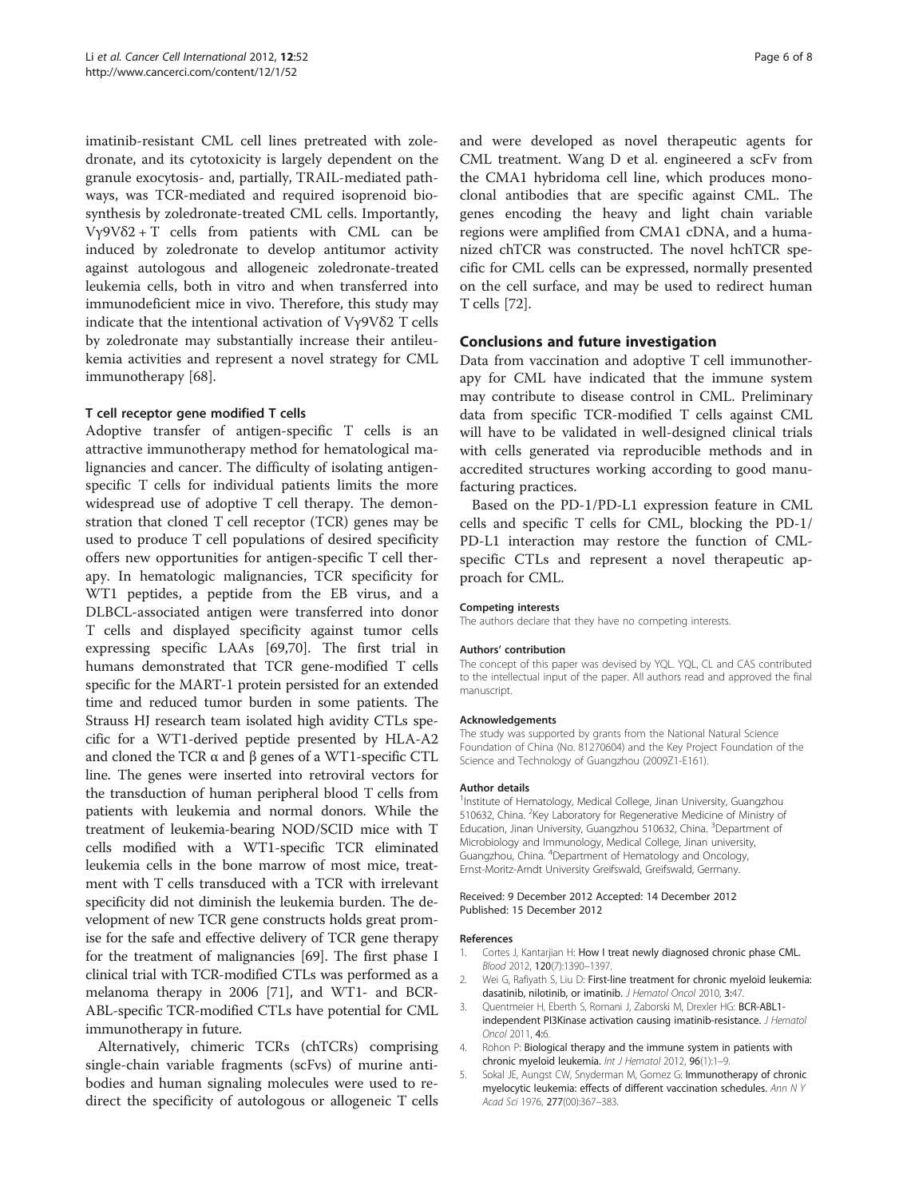imatinib-resistant CML cell lines pretreated with zoledronate, and its cytotoxicity is largely dependent on the granule exocytosis- and, partially, TRAIL-mediated pathways, was TCR-mediated and required isoprenoid biosynthesis by zoledronate-treated CML cells. Importantly, Vγ9Vδ2 + T cells from patients with CML can be induced by zoledronate to develop antitumor activity against autologous and allogeneic zoledronate-treated leukemia cells, both in vitro and when transferred into immunodeficient mice in vivo. Therefore, this study may indicate that the intentional activation of Vγ9Vδ2 T cells by zoledronate may substantially increase their antileukemia activities and represent a novel strategy for CML immunotherapy [68].

#### T cell receptor gene modified T cells

Adoptive transfer of antigen-specific T cells is an attractive immunotherapy method for hematological malignancies and cancer. The difficulty of isolating antigen-specific T cells for individual patients limits the more widespread use of adoptive T cell therapy. The demonstration that cloned T cell receptor (TCR) genes may be used to produce T cell populations of desired specificity offers new opportunities for antigen-specific T cell therapy. In hematologic malignancies, TCR specificity for WT1 peptides, a peptide from the EB virus, and a DLBCL-associated antigen were transferred into donor T cells and displayed specificity against tumor cells expressing specific LAAs [69,70]. The first trial in humans demonstrated that TCR gene-modified T cells specific for the MART-1 protein persisted for an extended time and reduced tumor burden in some patients. The Strauss HJ research team isolated high avidity CTLs specific for a WT1-derived peptide presented by HLA-A2 and cloned the TCR α and β genes of a WT1-specific CTL line. The genes were inserted into retroviral vectors for the transduction of human peripheral blood T cells from patients with leukemia and normal donors. While the treatment of leukemia-bearing NOD/SCID mice with T cells modified with a WT1-specific TCR eliminated leukemia cells in the bone marrow of most mice, treatment with T cells transduced with a TCR with irrelevant specificity did not diminish the leukemia burden. The development of new TCR gene constructs holds great promise for the safe and effective delivery of TCR gene therapy for the treatment of malignancies [69]. The first phase I clinical trial with TCR-modified CTLs was performed as a melanoma therapy in 2006 [71], and WT1- and BCR-ABL-specific TCR-modified CTLs have potential for CML immunotherapy in future.

Alternatively, chimeric TCRs (chTCRs) comprising single-chain variable fragments (scFvs) of murine antibodies and human signaling molecules were used to redirect the specificity of autologous or allogeneic T cells and were developed as novel therapeutic agents for CML treatment. Wang D et al. engineered a scFv from the CMA1 hybridoma cell line, which produces monoclonal antibodies that are specific against CML. The genes encoding the heavy and light chain variable regions were amplified from CMA1 cDNA, and a humanized chTCR was constructed. The novel hchTCR specific for CML cells can be expressed, normally presented on the cell surface, and may be used to redirect human T cells [72].

## Conclusions and future investigation

Data from vaccination and adoptive T cell immunotherapy for CML have indicated that the immune system may contribute to disease control in CML. Preliminary data from specific TCR-modified T cells against CML will have to be validated in well-designed clinical trials with cells generated via reproducible methods and in accredited structures working according to good manufacturing practices.

Based on the PD-1/PD-L1 expression feature in CML cells and specific T cells for CML, blocking the PD-1/PD-L1 interaction may restore the function of CML-specific CTLs and represent a novel therapeutic approach for CML.

#### Competing interests

The authors declare that they have no competing interests.

#### Authors' contribution

The concept of this paper was devised by YQL. YQL, CL and CAS contributed to the intellectual input of the paper. All authors read and approved the final manuscript.

#### Acknowledgements

The study was supported by grants from the National Natural Science Foundation of China (No. 81270604) and the Key Project Foundation of the Science and Technology of Guangzhou (2009Z1-E161).

#### Author details

[1]Institute of Hematology, Medical College, Jinan University, Guangzhou 510632, China. [2]Key Laboratory for Regenerative Medicine of Ministry of Education, Jinan University, Guangzhou 510632, China. [3]Department of Microbiology and Immunology, Medical College, Jinan university, Guangzhou, China. [4]Department of Hematology and Oncology, Ernst-Moritz-Arndt University Greifswald, Greifswald, Germany.

Received: 9 December 2012 Accepted: 14 December 2012
Published: 15 December 2012

#### References

1. Cortes J, Kantarjian H: **How I treat newly diagnosed chronic phase CML.** *Blood* 2012, **120**(7):1390–1397.
2. Wei G, Rafiyath S, Liu D: **First-line treatment for chronic myeloid leukemia: dasatinib, nilotinib, or imatinib.** *J Hematol Oncol* 2010, **3**:47.
3. Quentmeier H, Eberth S, Romani J, Zaborski M, Drexler HG: **BCR-ABL1-independent PI3Kinase activation causing imatinib-resistance.** *J Hematol Oncol* 2011, **4**:6.
4. Rohon P: **Biological therapy and the immune system in patients with chronic myeloid leukemia.** *Int J Hematol* 2012, **96**(1):1–9.
5. Sokal JE, Aungst CW, Snyderman M, Gomez G: **Immunotherapy of chronic myelocytic leukemia: effects of different vaccination schedules.** *Ann N Y Acad Sci* 1976, **277**(00):367–383.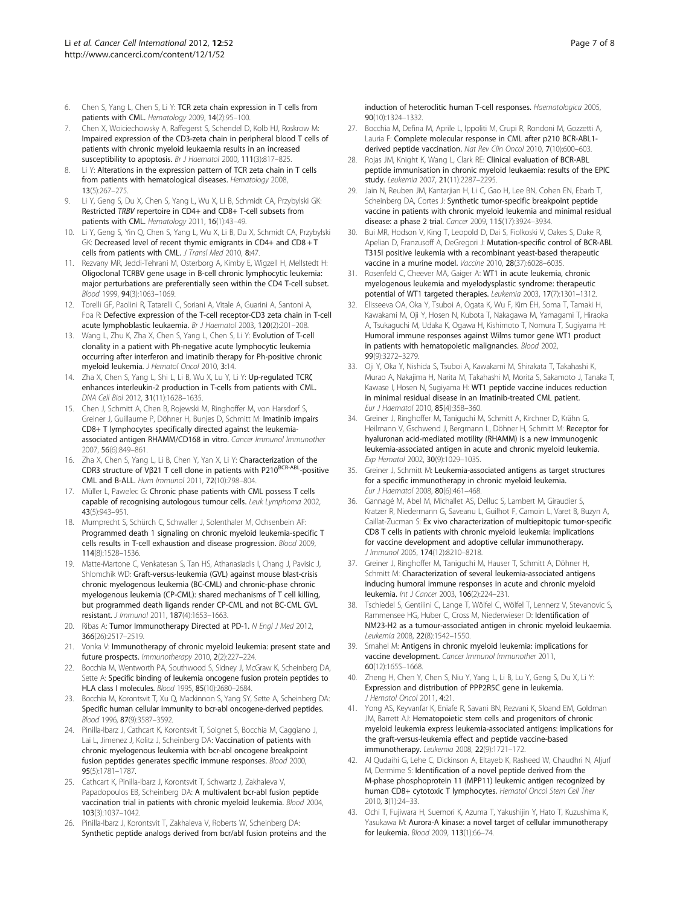6. Chen S, Yang L, Chen S, Li Y: **TCR zeta chain expression in T cells from patients with CML.** *Hematology* 2009, **14**(2):95–100.
7. Chen X, Woiciechowsky A, Raffegerst S, Schendel D, Kolb HJ, Roskrow M: **Impaired expression of the CD3-zeta chain in peripheral blood T cells of patients with chronic myeloid leukaemia results in an increased susceptibility to apoptosis.** *Br J Haematol* 2000, **111**(3):817–825.
8. Li Y: **Alterations in the expression pattern of TCR zeta chain in T cells from patients with hematological diseases.** *Hematology* 2008, **13**(5):267–275.
9. Li Y, Geng S, Du X, Chen S, Yang L, Wu X, Li B, Schmidt CA, Przybylski GK: **Restricted *TRBV* repertoire in CD4+ and CD8+ T-cell subsets from patients with CML.** *Hematology* 2011, **16**(1):43–49.
10. Li Y, Geng S, Yin Q, Chen S, Yang L, Wu X, Li B, Du X, Schmidt CA, Przybylski GK: **Decreased level of recent thymic emigrants in CD4+ and CD8 + T cells from patients with CML.** *J Transl Med* 2010, **8**:47.
11. Rezvany MR, Jeddi-Tehrani M, Osterborg A, Kimby E, Wigzell H, Mellstedt H: **Oligoclonal TCRBV gene usage in B-cell chronic lymphocytic leukemia: major perturbations are preferentially seen within the CD4 T-cell subset.** *Blood* 1999, **94**(3):1063–1069.
12. Torelli GF, Paolini R, Tatarelli C, Soriani A, Vitale A, Guarini A, Santoni A, Foa R: **Defective expression of the T-cell receptor-CD3 zeta chain in T-cell acute lymphoblastic leukaemia.** *Br J Haematol* 2003, **120**(2):201–208.
13. Wang L, Zhu K, Zha X, Chen S, Yang L, Chen S, Li Y: **Evolution of T-cell clonality in a patient with Ph-negative acute lymphocytic leukemia occurring after interferon and imatinib therapy for Ph-positive chronic myeloid leukemia.** *J Hematol Oncol* 2010, **3**:14.
14. Zha X, Chen S, Yang L, Shi L, Li B, Wu X, Lu Y, Li Y: **Up-regulated TCRζ enhances interleukin-2 production in T-cells from patients with CML.** *DNA Cell Biol* 2012, **31**(11):1628–1635.
15. Chen J, Schmitt A, Chen B, Rojewski M, Ringhoffer M, von Harsdorf S, Greiner J, Guillaume P, Döhner H, Bunjes D, Schmitt M: **Imatinib impairs CD8+ T lymphocytes specifically directed against the leukemia-associated antigen RHAMM/CD168 in vitro.** *Cancer Immunol Immunother* 2007, **56**(6):849–861.
16. Zha X, Chen S, Yang L, Li B, Chen Y, Yan X, Li Y: **Characterization of the CDR3 structure of Vβ21 T cell clone in patients with P210[BCR-ABL]-positive CML and B-ALL.** *Hum Immunol* 2011, **72**(10):798–804.
17. Müller L, Pawelec G: **Chronic phase patients with CML possess T cells capable of recognising autologous tumour cells.** *Leuk Lymphoma* 2002, **43**(5):943–951.
18. Mumprecht S, Schürch C, Schwaller J, Solenthaler M, Ochsenbein AF: **Programmed death 1 signaling on chronic myeloid leukemia-specific T cells results in T-cell exhaustion and disease progression.** *Blood* 2009, **114**(8):1528–1536.
19. Matte-Martone C, Venkatesan S, Tan HS, Athanasiadis I, Chang J, Pavisic J, Shlomchik WD: **Graft-versus-leukemia (GVL) against mouse blast-crisis chronic myelogenous leukemia (BC-CML) and chronic-phase chronic myelogenous leukemia (CP-CML): shared mechanisms of T cell killing, but programmed death ligands render CP-CML and not BC-CML GVL resistant.** *J Immunol* 2011, **187**(4):1653–1663.
20. Ribas A: **Tumor Immunotherapy Directed at PD-1.** *N Engl J Med* 2012, **366**(26):2517–2519.
21. Vonka V: **Immunotherapy of chronic myeloid leukemia: present state and future prospects.** *Immunotherapy* 2010, **2**(2):227–224.
22. Bocchia M, Wentworth PA, Southwood S, Sidney J, McGraw K, Scheinberg DA, Sette A: **Specific binding of leukemia oncogene fusion protein peptides to HLA class I molecules.** *Blood* 1995, **85**(10):2680–2684.
23. Bocchia M, Korontsvit T, Xu Q, Mackinnon S, Yang SY, Sette A, Scheinberg DA: **Specific human cellular immunity to bcr-abl oncogene-derived peptides.** *Blood* 1996, **87**(9):3587–3592.
24. Pinilla-Ibarz J, Cathcart K, Korontsvit T, Soignet S, Bocchia M, Caggiano J, Lai L, Jimenez J, Kolitz J, Scheinberg DA: **Vaccination of patients with chronic myelogenous leukemia with bcr-abl oncogene breakpoint fusion peptides generates specific immune responses.** *Blood* 2000, **95**(5):1781–1787.
25. Cathcart K, Pinilla-Ibarz J, Korontsvit T, Schwartz J, Zakhaleva V, Papadopoulos EB, Scheinberg DA: **A multivalent bcr-abl fusion peptide vaccination trial in patients with chronic myeloid leukemia.** *Blood* 2004, **103**(3):1037–1042.
26. Pinilla-Ibarz J, Korontsvit T, Zakhaleva V, Roberts W, Scheinberg DA: **Synthetic peptide analogs derived from bcr/abl fusion proteins and the induction of heteroclitic human T-cell responses.** *Haematologica* 2005, **90**(10):1324–1332.
27. Bocchia M, Defina M, Aprile L, Ippoliti M, Crupi R, Rondoni M, Gozzetti A, Lauria F: **Complete molecular response in CML after p210 BCR-ABL1-derived peptide vaccination.** *Nat Rev Clin Oncol* 2010, **7**(10):600–603.
28. Rojas JM, Knight K, Wang L, Clark RE: **Clinical evaluation of BCR-ABL peptide immunisation in chronic myeloid leukaemia: results of the EPIC study.** *Leukemia* 2007, **21**(11):2287–2295.
29. Jain N, Reuben JM, Kantarjian H, Li C, Gao H, Lee BN, Cohen EN, Ebarb T, Scheinberg DA, Cortes J: **Synthetic tumor-specific breakpoint peptide vaccine in patients with chronic myeloid leukemia and minimal residual disease: a phase 2 trial.** *Cancer* 2009, **115**(17):3924–3934.
30. Bui MR, Hodson V, King T, Leopold D, Dai S, Fiolkoski V, Oakes S, Duke R, Apelian D, Franzusoff A, DeGregori J: **Mutation-specific control of BCR-ABL T315I positive leukemia with a recombinant yeast-based therapeutic vaccine in a murine model.** *Vaccine* 2010, **28**(37):6028–6035.
31. Rosenfeld C, Cheever MA, Gaiger A: **WT1 in acute leukemia, chronic myelogenous leukemia and myelodysplastic syndrome: therapeutic potential of WT1 targeted therapies.** *Leukemia* 2003, **17**(7):1301–1312.
32. Elisseeva OA, Oka Y, Tsuboi A, Ogata K, Wu F, Kim EH, Soma T, Tamaki H, Kawakami M, Oji Y, Hosen N, Kubota T, Nakagawa M, Yamagami T, Hiraoka A, Tsukaguchi M, Udaka K, Ogawa H, Kishimoto T, Nomura T, Sugiyama H: **Humoral immune responses against Wilms tumor gene WT1 product in patients with hematopoietic malignancies.** *Blood* 2002, **99**(9):3272–3279.
33. Oji Y, Oka Y, Nishida S, Tsuboi A, Kawakami M, Shirakata T, Takahashi K, Murao A, Nakajima H, Narita M, Takahashi M, Morita S, Sakamoto J, Tanaka T, Kawase I, Hosen N, Sugiyama H: **WT1 peptide vaccine induces reduction in minimal residual disease in an Imatinib-treated CML patient.** *Eur J Haematol* 2010, **85**(4):358–360.
34. Greiner J, Ringhoffer M, Taniguchi M, Schmitt A, Kirchner D, Krähn G, Heilmann V, Gschwend J, Bergmann L, Döhner H, Schmitt M: **Receptor for hyaluronan acid-mediated motility (RHAMM) is a new immunogenic leukemia-associated antigen in acute and chronic myeloid leukemia.** *Exp Hematol* 2002, **30**(9):1029–1035.
35. Greiner J, Schmitt M: **Leukemia-associated antigens as target structures for a specific immunotherapy in chronic myeloid leukemia.** *Eur J Haematol* 2008, **80**(6):461–468.
36. Gannagé M, Abel M, Michallet AS, Delluc S, Lambert M, Giraudier S, Kratzer R, Niedermann G, Saveanu L, Guilhot F, Camoin L, Varet B, Buzyn A, Caillat-Zucman S: **Ex vivo characterization of multiepitopic tumor-specific CD8 T cells in patients with chronic myeloid leukemia: implications for vaccine development and adoptive cellular immunotherapy.** *J Immunol* 2005, **174**(12):8210–8218.
37. Greiner J, Ringhoffer M, Taniguchi M, Hauser T, Schmitt A, Döhner H, Schmitt M: **Characterization of several leukemia-associated antigens inducing humoral immune responses in acute and chronic myeloid leukemia.** *Int J Cancer* 2003, **106**(2):224–231.
38. Tschiedel S, Gentilini C, Lange T, Wölfel C, Wölfel T, Lennerz V, Stevanovic S, Rammensee HG, Huber C, Cross M, Niederwieser D: **Identification of NM23-H2 as a tumour-associated antigen in chronic myeloid leukaemia.** *Leukemia* 2008, **22**(8):1542–1550.
39. Smahel M: **Antigens in chronic myeloid leukemia: implications for vaccine development.** *Cancer Immunol Immunother* 2011, **60**(12):1655–1668.
40. Zheng H, Chen Y, Chen S, Niu Y, Yang L, Li B, Lu Y, Geng S, Du X, Li Y: **Expression and distribution of PPP2R5C gene in leukemia.** *J Hematol Oncol* 2011, **4**:21.
41. Yong AS, Keyvanfar K, Eniafe R, Savani BN, Rezvani K, Sloand EM, Goldman JM, Barrett AJ: **Hematopoietic stem cells and progenitors of chronic myeloid leukemia express leukemia-associated antigens: implications for the graft-versus-leukemia effect and peptide vaccine-based immunotherapy.** *Leukemia* 2008, **22**(9):1721–172.
42. Al Qudaihi G, Lehe C, Dickinson A, Eltayeb K, Rasheed W, Chaudhri N, Aljurf M, Dermime S: **Identification of a novel peptide derived from the M-phase phosphoprotein 11 (MPP11) leukemic antigen recognized by human CD8+ cytotoxic T lymphocytes.** *Hematol Oncol Stem Cell Ther* 2010, **3**(1):24–33.
43. Ochi T, Fujiwara H, Suemori K, Azuma T, Yakushijin Y, Hato T, Kuzushima K, Yasukawa M: **Aurora-A kinase: a novel target of cellular immunotherapy for leukemia.** *Blood* 2009, **113**(1):66–74.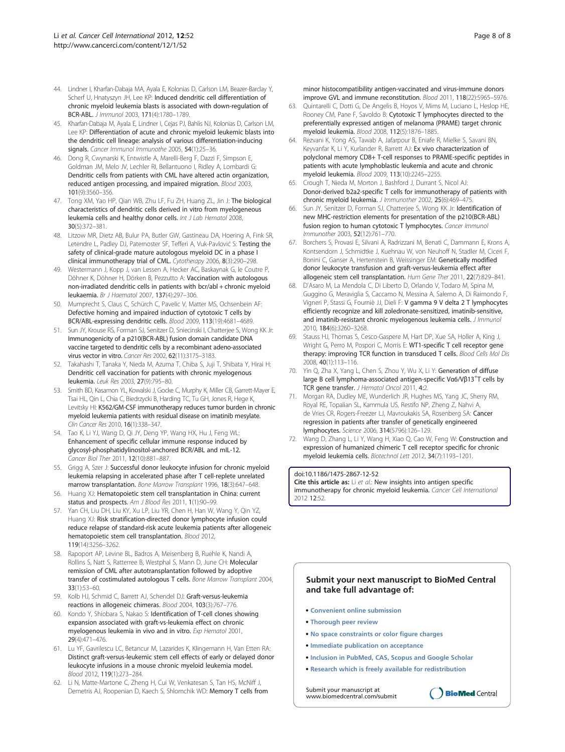44. Lindner I, Kharfan-Dabaja MA, Ayala E, Kolonias D, Carlson LM, Beazer-Barclay Y, Scherf U, Hnatyszyn JH, Lee KP: **Induced dendritic cell differentiation of chronic myeloid leukemia blasts is associated with down-regulation of BCR-ABL.** *J Immunol* 2003, **171**(4):1780–1789.
45. Kharfan-Dabaja M, Ayala E, Lindner I, Cejas PJ, Bahlis NJ, Kolonias D, Carlson LM, Lee KP: **Differentiation of acute and chronic myeloid leukemic blasts into the dendritic cell lineage: analysis of various differentiation-inducing signals.** *Cancer Immunol Immunothe* 2005, **54**(1):25–36.
46. Dong R, Cwynarski K, Entwistle A, Marelli-Berg F, Dazzi F, Simpson E, Goldman JM, Melo JV, Lechler RI, Bellantuono I, Ridley A, Lombardi G: **Dendritic cells from patients with CML have altered actin organization, reduced antigen processing, and impaired migration.** *Blood* 2003, **101**(9):3560–356.
47. Tong XM, Yao HP, Qian WB, Zhu LF, Fu ZH, Huang ZL, Jin J: **The biological characteristics of dendritic cells derived in vitro from myelogeneous leukemia cells and healthy donor cells.** *Int J Lab Hematol* 2008, **30**(5):372–381.
48. Litzow MR, Dietz AB, Bulur PA, Butler GW, Gastineau DA, Hoering A, Fink SR, Letendre L, Padley DJ, Paternoster SF, Tefferi A, Vuk-Pavlović S: **Testing the safety of clinical-grade mature autologous myeloid DC in a phase I clinical immunotherapy trial of CML.** *Cytotherapy* 2006, **8**(3):290–298.
49. Westermann J, Kopp J, van Lessen A, Hecker AC, Baskaynak G, le Coutre P, Döhner K, Döhner H, Dörken B, Pezzutto A: **Vaccination with autologous non-irradiated dendritic cells in patients with bcr/abl + chronic myeloid leukaemia.** *Br J Haematol* 2007, **137**(4):297–306.
50. Mumprecht S, Claus C, Schürch C, Pavelic V, Matter MS, Ochsenbein AF: **Defective homing and impaired induction of cytotoxic T cells by BCR/ABL-expressing dendritic cells.** *Blood* 2009, **113**(19):4681–4689.
51. Sun JY, Krouse RS, Forman SJ, Senitzer D, Sniecinski I, Chatterjee S, Wong KK Jr: **Immunogenicity of a p210(BCR-ABL) fusion domain candidate DNA vaccine targeted to dendritic cells by a recombinant adeno-associated virus vector in vitro.** *Cancer Res* 2002, **62**(11):3175–3183.
52. Takahashi T, Tanaka Y, Nieda M, Azuma T, Chiba S, Juji T, Shibata Y, Hirai H: **Dendritic cell vaccination for patients with chronic myelogenous leukemia.** *Leuk Res* 2003, **27**(9):795–80.
53. Smith BD, Kasamon YL, Kowalski J, Gocke C, Murphy K, Miller CB, Garrett-Mayer E, Tsai HL, Qin L, Chia C, Biedrzycki B, Harding TC, Tu GH, Jones R, Hege K, Levitsky HI: **K562/GM-CSF immunotherapy reduces tumor burden in chronic myeloid leukemia patients with residual disease on imatinib mesylate.** *Clin Cancer Res* 2010, **16**(1):338–347.
54. Tao K, Li YJ, Wang D, Qi JY, Deng YP, Wang HX, Hu J, Feng WL: **Enhancement of specific cellular immune response induced by glycosyl-phosphatidylinositol-anchored BCR/ABL and mIL-12.** *Cancer Biol Ther* 2011, **12**(10):881–887.
55. Grigg A, Szer J: **Successful donor leukocyte infusion for chronic myeloid leukemia relapsing in accelerated phase after T cell-replete unrelated marrow transplantation.** *Bone Marrow Transplant* 1996, **18**(3):647–648.
56. Huang XJ: **Hematopoietic stem cell transplantation in China: current status and prospects.** *Am J Blood Res* 2011, **1**(1):90–99.
57. Yan CH, Liu DH, Liu KY, Xu LP, Liu YR, Chen H, Han W, Wang Y, Qin YZ, Huang XJ: **Risk stratification-directed donor lymphocyte infusion could reduce relapse of standard-risk acute leukemia patients after allogeneic hematopoietic stem cell transplantation.** *Blood* 2012, **119**(14):3256–3262.
58. Rapoport AP, Levine BL, Badros A, Meisenberg B, Ruehle K, Nandi A, Rollins S, Natt S, Ratterree B, Westphal S, Mann D, June CH: **Molecular remission of CML after autotransplantation followed by adoptive transfer of costimulated autologous T cells.** *Bone Marrow Transplant* 2004, **33**(1):53–60.
59. Kolb HJ, Schmid C, Barrett AJ, Schendel DJ: **Graft-versus-leukemia reactions in allogeneic chimeras.** *Blood* 2004, **103**(3):767–776.
60. Kondo Y, Shiobara S, Nakao S: **Identification of T-cell clones showing expansion associated with graft-vs-leukemia effect on chronic myelogenous leukemia in vivo and in vitro.** *Exp Hematol* 2001, **29**(4):471–476.
61. Lu YF, Gavrilescu LC, Betancur M, Lazarides K, Klingemann H, Van Etten RA: **Distinct graft-versus-leukemic stem cell effects of early or delayed donor leukocyte infusions in a mouse chronic myeloid leukemia model.** *Blood* 2012, **119**(1):273–284.
62. Li N, Matte-Martone C, Zheng H, Cui W, Venkatesan S, Tan HS, McNiff J, Demetris AJ, Roopenian D, Kaech S, Shlomchik WD: **Memory T cells from minor histocompatibility antigen-vaccinated and virus-immune donors improve GVL and immune reconstitution.** *Blood* 2011, **118**(22):5965–5976.
63. Quintarelli C, Dotti G, De Angelis B, Hoyos V, Mims M, Luciano L, Heslop HE, Rooney CM, Pane F, Savoldo B: **Cytotoxic T lymphocytes directed to the preferentially expressed antigen of melanoma (PRAME) target chronic myeloid leukemia.** *Blood* 2008, **112**(5):1876–1885.
64. Rezvani K, Yong AS, Tawab A, Jafarpour B, Eniafe R, Mielke S, Savani BN, Keyvanfar K, Li Y, Kurlander R, Barrett AJ: **Ex vivo characterization of polyclonal memory CD8+ T-cell responses to PRAME-specific peptides in patients with acute lymphoblastic leukemia and acute and chronic myeloid leukemia.** *Blood* 2009, **113**(10):2245–2255.
65. Crough T, Nieda M, Morton J, Bashford J, Durrant S, Nicol AJ: **Donor-derived b2a2-specific T cells for immunotherapy of patients with chronic myeloid leukemia.** *J Immunother* 2002, **25**(6):469–475.
66. Sun JY, Senitzer D, Forman SJ, Chatterjee S, Wong KK Jr: **Identification of new MHC-restriction elements for presentation of the p210(BCR-ABL) fusion region to human cytotoxic T lymphocytes.** *Cancer Immunol Immunother* 2003, **52**(12):761–770.
67. Borchers S, Provasi E, Silvani A, Radrizzani M, Benati C, Dammann E, Krons A, Kontsendorn J, Schmidtke J, Kuehnau W, von Neuhoff N, Stadler M, Ciceri F, Bonini C, Ganser A, Hertenstein B, Weissinger EM: **Genetically modified donor leukocyte transfusion and graft-versus-leukemia effect after allogeneic stem cell transplantation.** *Hum Gene Ther* 2011, **22**(7):829–841.
68. D'Asaro M, La Mendola C, Di Liberto D, Orlando V, Todaro M, Spina M, Guggino G, Meraviglia S, Caccamo N, Messina A, Salerno A, Di Raimondo F, Vigneri P, Stassi G, Fourniè JJ, Dieli F: **V gamma 9 V delta 2 T lymphocytes efficiently recognize and kill zoledronate-sensitized, imatinib-sensitive, and imatinib-resistant chronic myelogenous leukemia cells.** *J Immunol* 2010, **184**(6):3260–3268.
69. Stauss HJ, Thomas S, Cesco-Gaspere M, Hart DP, Xue SA, Holler A, King J, Wright G, Perro M, Pospori C, Morris E: **WT1-specific T cell receptor gene therapy: improving TCR function in transduced T cells.** *Blood Cells Mol Dis* 2008, **40**(1):113–116.
70. Yin Q, Zha X, Yang L, Chen S, Zhou Y, Wu X, Li Y: **Generation of diffuse large B cell lymphoma-associated antigen-specific Vα6/Vβ13[+]T cells by TCR gene transfer.** *J Hematol Oncol* 2011, **4**:2.
71. Morgan RA, Dudley ME, Wunderlich JR, Hughes MS, Yang JC, Sherry RM, Royal RE, Topalian SL, Kammula US, Restifo NP, Zheng Z, Nahvi A, de Vries CR, Rogers-Freezer LJ, Mavroukakis SA, Rosenberg SA: **Cancer regression in patients after transfer of genetically engineered lymphocytes.** *Science* 2006, **314**(5796):126–129.
72. Wang D, Zhang L, Li Y, Wang H, Xiao Q, Cao W, Feng W: **Construction and expression of humanized chimeric T cell receptor specific for chronic myeloid leukemia cells.** *Biotechnol Lett* 2012, **34**(7):1193–1201.

doi:10.1186/1475-2867-12-52
**Cite this article as:** Li *et al.*: New insights into antigen specific immunotherapy for chronic myeloid leukemia. *Cancer Cell International* 2012 **12**:52.

**Submit your next manuscript to BioMed Central and take full advantage of:**

- **Convenient online submission**
- **Thorough peer review**
- **No space constraints or color figure charges**
- **Immediate publication on acceptance**
- **Inclusion in PubMed, CAS, Scopus and Google Scholar**
- **Research which is freely available for redistribution**

Submit your manuscript at www.biomedcentral.com/submit

BioMed Central